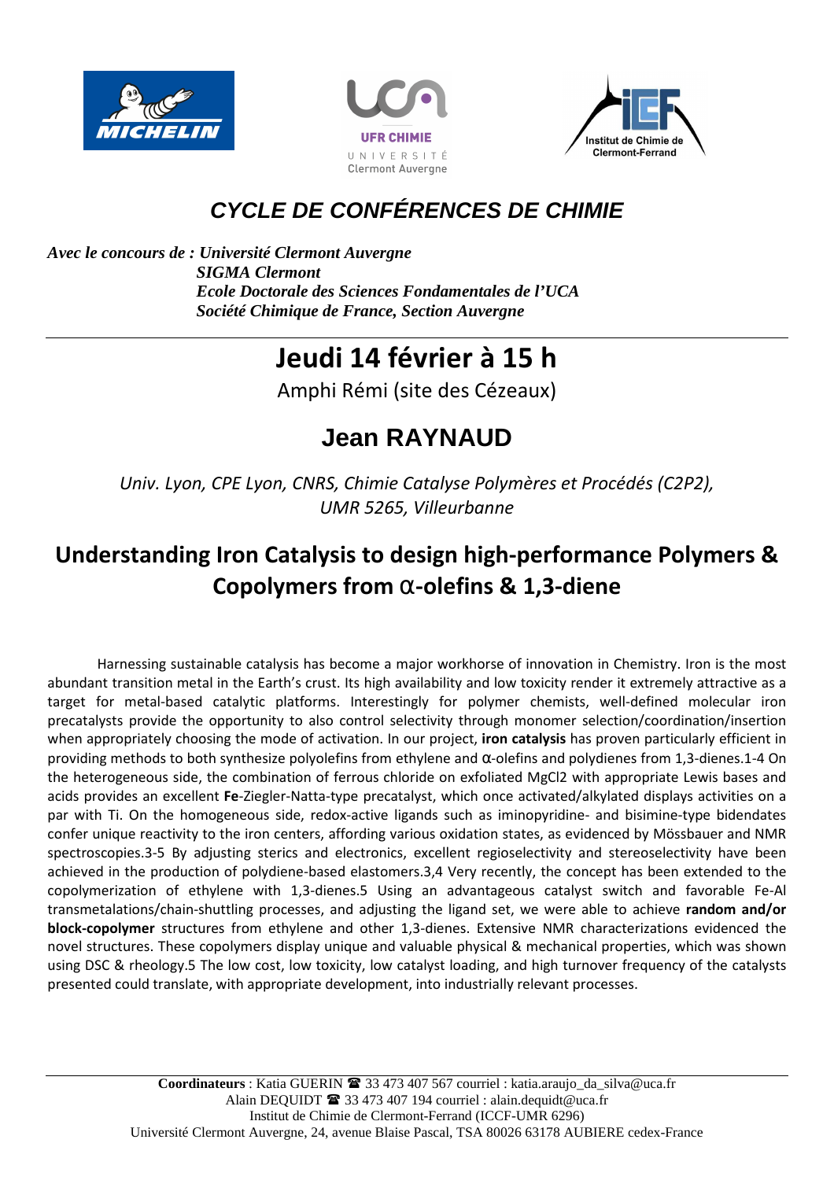# CYCLE DE CONFÉRENCES DE CHIMIE

*Avec le concours de : Université Clermont Auvergne*
*SIGMA Clermont*
*Ecole Doctorale des Sciences Fondamentales de l'UCA*
*Société Chimique de France, Section Auvergne*

---

## Jeudi 14 février à 15 h

Amphi Rémi (site des Cézeaux)

## Jean RAYNAUD

*Univ. Lyon, CPE Lyon, CNRS, Chimie Catalyse Polymères et Procédés (C2P2), UMR 5265, Villeurbanne*

## Understanding Iron Catalysis to design high-performance Polymers & Copolymers from α-olefins & 1,3-diene

Harnessing sustainable catalysis has become a major workhorse of innovation in Chemistry. Iron is the most abundant transition metal in the Earth's crust. Its high availability and low toxicity render it extremely attractive as a target for metal-based catalytic platforms. Interestingly for polymer chemists, well-defined molecular iron precatalysts provide the opportunity to also control selectivity through monomer selection/coordination/insertion when appropriately choosing the mode of activation. In our project, **iron catalysis** has proven particularly efficient in providing methods to both synthesize polyolefins from ethylene and α-olefins and polydienes from 1,3-dienes.[1-4] On the heterogeneous side, the combination of ferrous chloride on exfoliated $MgCl_2$ with appropriate Lewis bases and acids provides an excellent **Fe**-Ziegler-Natta-type precatalyst, which once activated/alkylated displays activities on a par with Ti. On the homogeneous side, redox-active ligands such as iminopyridine- and bisimine-type bidendates confer unique reactivity to the iron centers, affording various oxidation states, as evidenced by Mössbauer and NMR spectroscopies.[3-5] By adjusting sterics and electronics, excellent regioselectivity and stereoselectivity have been achieved in the production of polydiene-based elastomers.[3,4] Very recently, the concept has been extended to the copolymerization of ethylene with 1,3-dienes.[5] Using an advantageous catalyst switch and favorable Fe-Al transmetalations/chain-shuttling processes, and adjusting the ligand set, we were able to achieve **random and/or block-copolymer** structures from ethylene and other 1,3-dienes. Extensive NMR characterizations evidenced the novel structures. These copolymers display unique and valuable physical & mechanical properties, which was shown using DSC & rheology.[5] The low cost, low toxicity, low catalyst loading, and high turnover frequency of the catalysts presented could translate, with appropriate development, into industrially relevant processes.

---

**Coordinateurs** : Katia GUERIN ☎ 33 473 407 567 courriel : katia.araujo_da_silva@uca.fr
Alain DEQUIDT ☎ 33 473 407 194 courriel : alain.dequidt@uca.fr
Institut de Chimie de Clermont-Ferrand (ICCF-UMR 6296)
Université Clermont Auvergne, 24, avenue Blaise Pascal, TSA 80026 63178 AUBIERE cedex-France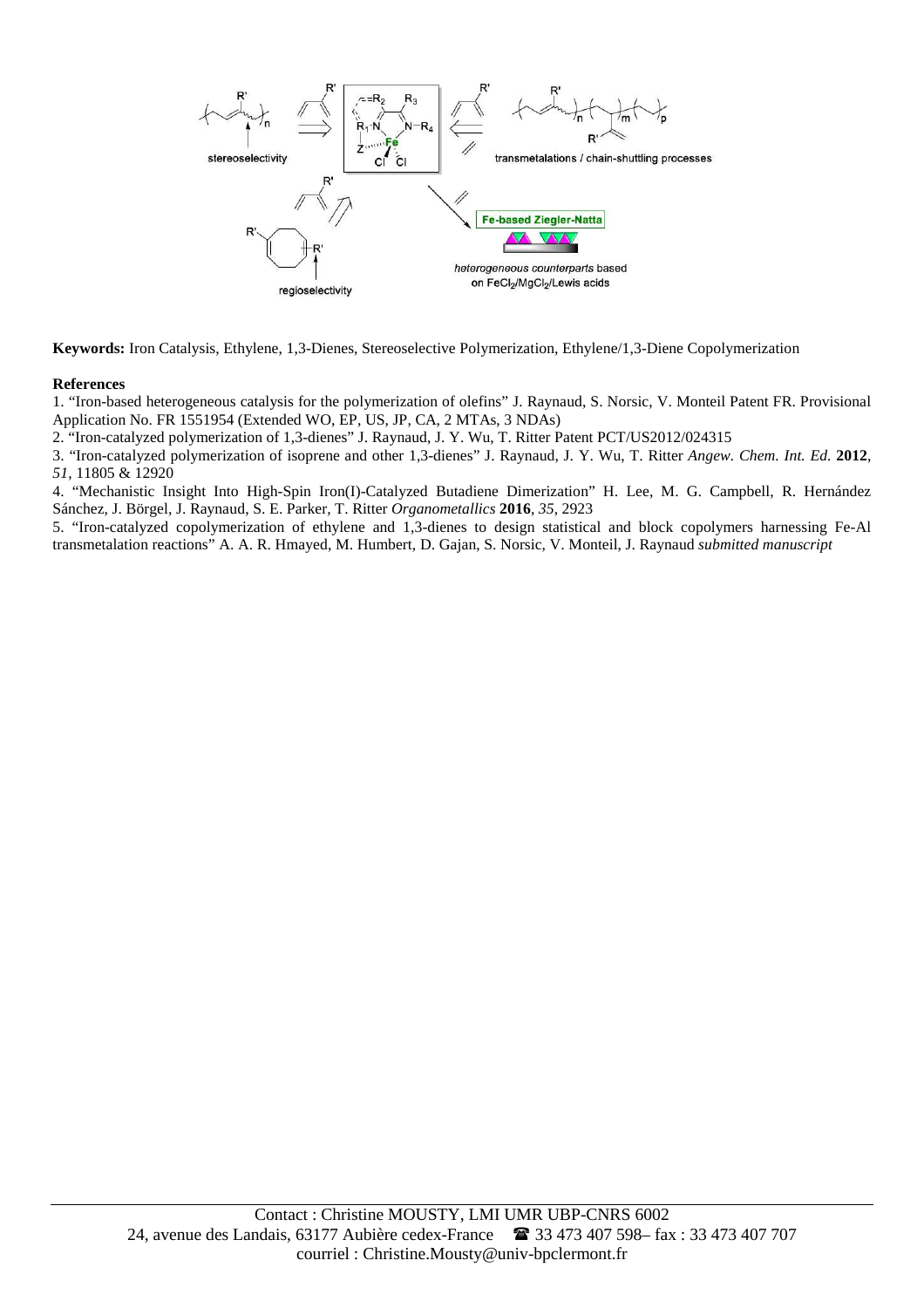stereoselectivity

transmetalations / chain-shuttling processes

Fe-based Ziegler-Natta

*heterogeneous counterparts* based on $FeCl_2$/$MgCl_2$/Lewis acids

regioselectivity

**Keywords:** Iron Catalysis, Ethylene, 1,3-Dienes, Stereoselective Polymerization, Ethylene/1,3-Diene Copolymerization

**References**

1. "Iron-based heterogeneous catalysis for the polymerization of olefins" J. Raynaud, S. Norsic, V. Monteil Patent FR. Provisional Application No. FR 1551954 (Extended WO, EP, US, JP, CA, 2 MTAs, 3 NDAs)
2. "Iron-catalyzed polymerization of 1,3-dienes" J. Raynaud, J. Y. Wu, T. Ritter Patent PCT/US2012/024315
3. "Iron-catalyzed polymerization of isoprene and other 1,3-dienes" J. Raynaud, J. Y. Wu, T. Ritter *Angew. Chem. Int. Ed.* **2012**, *51*, 11805 & 12920
4. "Mechanistic Insight Into High-Spin Iron(I)-Catalyzed Butadiene Dimerization" H. Lee, M. G. Campbell, R. Hernández Sánchez, J. Börgel, J. Raynaud, S. E. Parker, T. Ritter *Organometallics* **2016**, *35*, 2923
5. "Iron-catalyzed copolymerization of ethylene and 1,3-dienes to design statistical and block copolymers harnessing Fe-Al transmetalation reactions" A. A. R. Hmayed, M. Humbert, D. Gajan, S. Norsic, V. Monteil, J. Raynaud *submitted manuscript*